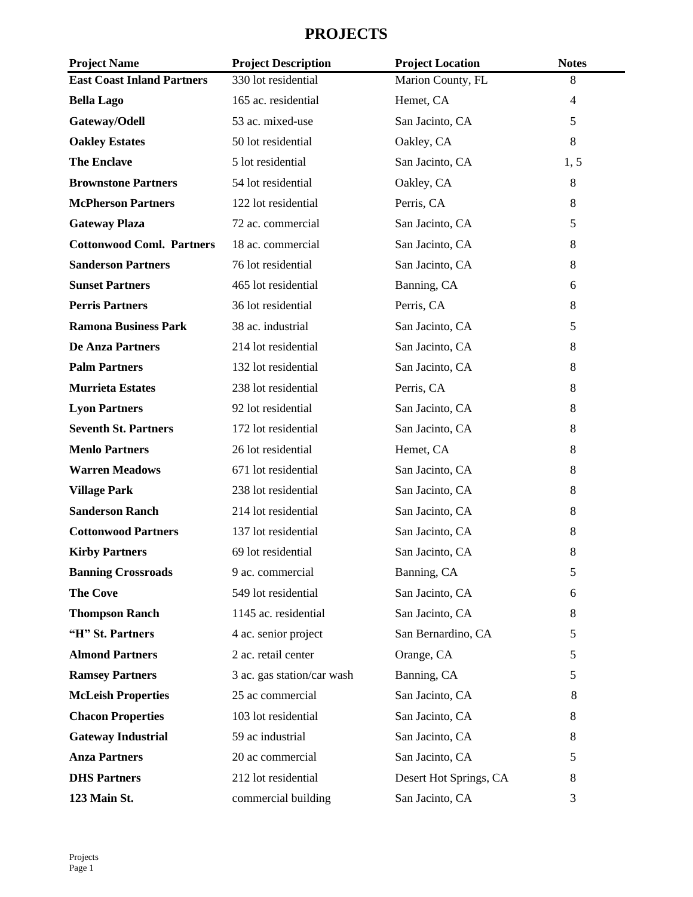# PROJECTS

| Project Name | Project Description | Project Location | Notes |
|---|---|---|---|
| **East Coast Inland Partners** | 330 lot residential | Marion County, FL | 8 |
| **Bella Lago** | 165 ac. residential | Hemet, CA | 4 |
| **Gateway/Odell** | 53 ac. mixed-use | San Jacinto, CA | 5 |
| **Oakley Estates** | 50 lot residential | Oakley, CA | 8 |
| **The Enclave** | 5 lot residential | San Jacinto, CA | 1, 5 |
| **Brownstone Partners** | 54 lot residential | Oakley, CA | 8 |
| **McPherson Partners** | 122 lot residential | Perris, CA | 8 |
| **Gateway Plaza** | 72 ac. commercial | San Jacinto, CA | 5 |
| **Cottonwood Coml. Partners** | 18 ac. commercial | San Jacinto, CA | 8 |
| **Sanderson Partners** | 76 lot residential | San Jacinto, CA | 8 |
| **Sunset Partners** | 465 lot residential | Banning, CA | 6 |
| **Perris Partners** | 36 lot residential | Perris, CA | 8 |
| **Ramona Business Park** | 38 ac. industrial | San Jacinto, CA | 5 |
| **De Anza Partners** | 214 lot residential | San Jacinto, CA | 8 |
| **Palm Partners** | 132 lot residential | San Jacinto, CA | 8 |
| **Murrieta Estates** | 238 lot residential | Perris, CA | 8 |
| **Lyon Partners** | 92 lot residential | San Jacinto, CA | 8 |
| **Seventh St. Partners** | 172 lot residential | San Jacinto, CA | 8 |
| **Menlo Partners** | 26 lot residential | Hemet, CA | 8 |
| **Warren Meadows** | 671 lot residential | San Jacinto, CA | 8 |
| **Village Park** | 238 lot residential | San Jacinto, CA | 8 |
| **Sanderson Ranch** | 214 lot residential | San Jacinto, CA | 8 |
| **Cottonwood Partners** | 137 lot residential | San Jacinto, CA | 8 |
| **Kirby Partners** | 69 lot residential | San Jacinto, CA | 8 |
| **Banning Crossroads** | 9 ac. commercial | Banning, CA | 5 |
| **The Cove** | 549 lot residential | San Jacinto, CA | 6 |
| **Thompson Ranch** | 1145 ac. residential | San Jacinto, CA | 8 |
| **"H" St. Partners** | 4 ac. senior project | San Bernardino, CA | 5 |
| **Almond Partners** | 2 ac. retail center | Orange, CA | 5 |
| **Ramsey Partners** | 3 ac. gas station/car wash | Banning, CA | 5 |
| **McLeish Properties** | 25 ac commercial | San Jacinto, CA | 8 |
| **Chacon Properties** | 103 lot residential | San Jacinto, CA | 8 |
| **Gateway Industrial** | 59 ac industrial | San Jacinto, CA | 8 |
| **Anza Partners** | 20 ac commercial | San Jacinto, CA | 5 |
| **DHS Partners** | 212 lot residential | Desert Hot Springs, CA | 8 |
| **123 Main St.** | commercial building | San Jacinto, CA | 3 |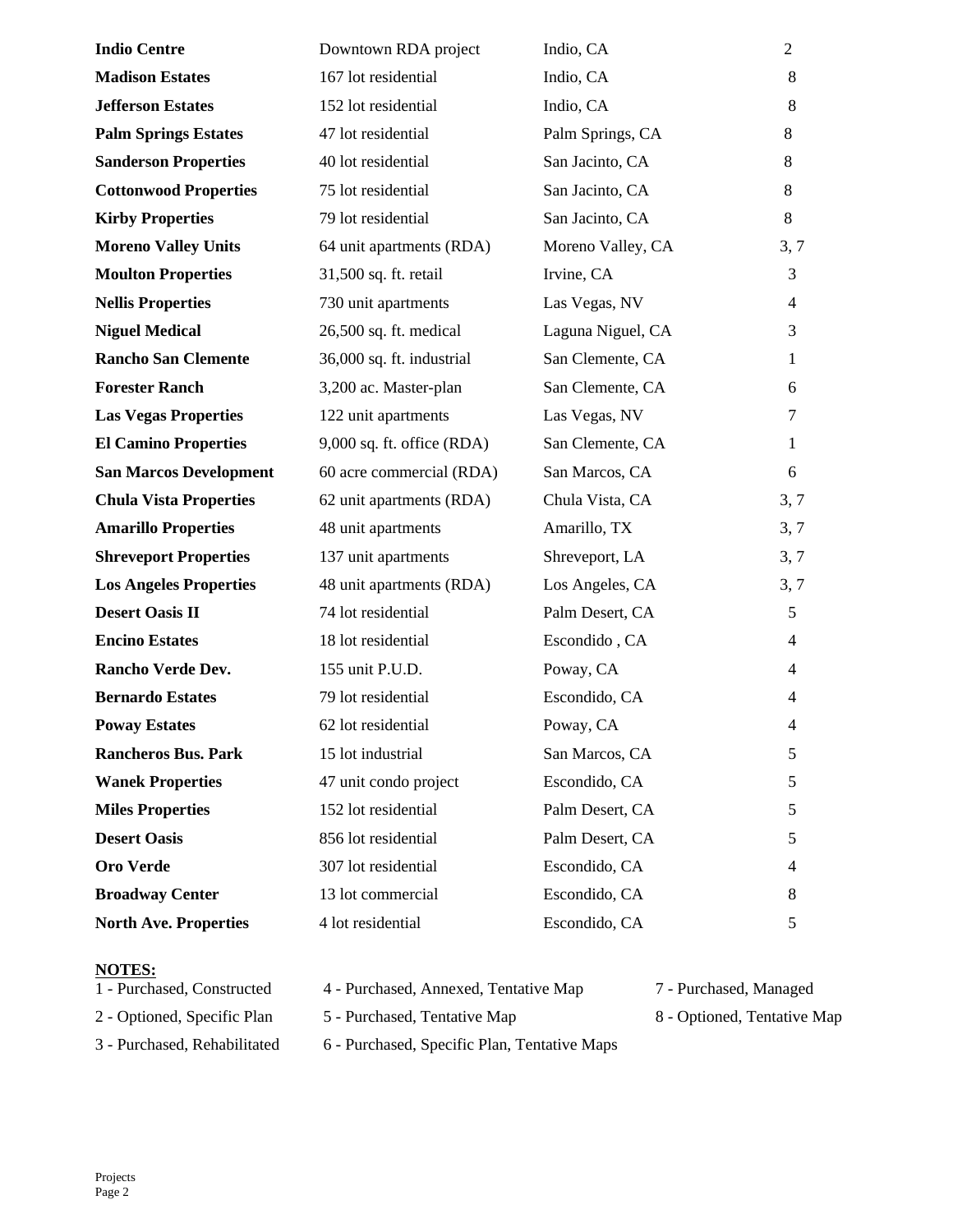| | | | |
|---|---|---|---|
| **Indio Centre** | Downtown RDA project | Indio, CA | 2 |
| **Madison Estates** | 167 lot residential | Indio, CA | 8 |
| **Jefferson Estates** | 152 lot residential | Indio, CA | 8 |
| **Palm Springs Estates** | 47 lot residential | Palm Springs, CA | 8 |
| **Sanderson Properties** | 40 lot residential | San Jacinto, CA | 8 |
| **Cottonwood Properties** | 75 lot residential | San Jacinto, CA | 8 |
| **Kirby Properties** | 79 lot residential | San Jacinto, CA | 8 |
| **Moreno Valley Units** | 64 unit apartments (RDA) | Moreno Valley, CA | 3, 7 |
| **Moulton Properties** | 31,500 sq. ft. retail | Irvine, CA | 3 |
| **Nellis Properties** | 730 unit apartments | Las Vegas, NV | 4 |
| **Niguel Medical** | 26,500 sq. ft. medical | Laguna Niguel, CA | 3 |
| **Rancho San Clemente** | 36,000 sq. ft. industrial | San Clemente, CA | 1 |
| **Forester Ranch** | 3,200 ac. Master-plan | San Clemente, CA | 6 |
| **Las Vegas Properties** | 122 unit apartments | Las Vegas, NV | 7 |
| **El Camino Properties** | 9,000 sq. ft. office (RDA) | San Clemente, CA | 1 |
| **San Marcos Development** | 60 acre commercial (RDA) | San Marcos, CA | 6 |
| **Chula Vista Properties** | 62 unit apartments (RDA) | Chula Vista, CA | 3, 7 |
| **Amarillo Properties** | 48 unit apartments | Amarillo, TX | 3, 7 |
| **Shreveport Properties** | 137 unit apartments | Shreveport, LA | 3, 7 |
| **Los Angeles Properties** | 48 unit apartments (RDA) | Los Angeles, CA | 3, 7 |
| **Desert Oasis II** | 74 lot residential | Palm Desert, CA | 5 |
| **Encino Estates** | 18 lot residential | Escondido , CA | 4 |
| **Rancho Verde Dev.** | 155 unit P.U.D. | Poway, CA | 4 |
| **Bernardo Estates** | 79 lot residential | Escondido, CA | 4 |
| **Poway Estates** | 62 lot residential | Poway, CA | 4 |
| **Rancheros Bus. Park** | 15 lot industrial | San Marcos, CA | 5 |
| **Wanek Properties** | 47 unit condo project | Escondido, CA | 5 |
| **Miles Properties** | 152 lot residential | Palm Desert, CA | 5 |
| **Desert Oasis** | 856 lot residential | Palm Desert, CA | 5 |
| **Oro Verde** | 307 lot residential | Escondido, CA | 4 |
| **Broadway Center** | 13 lot commercial | Escondido, CA | 8 |
| **North Ave. Properties** | 4 lot residential | Escondido, CA | 5 |

**NOTES:**

1 - Purchased, Constructed
2 - Optioned, Specific Plan
3 - Purchased, Rehabilitated
4 - Purchased, Annexed, Tentative Map
5 - Purchased, Tentative Map
6 - Purchased, Specific Plan, Tentative Maps
7 - Purchased, Managed
8 - Optioned, Tentative Map